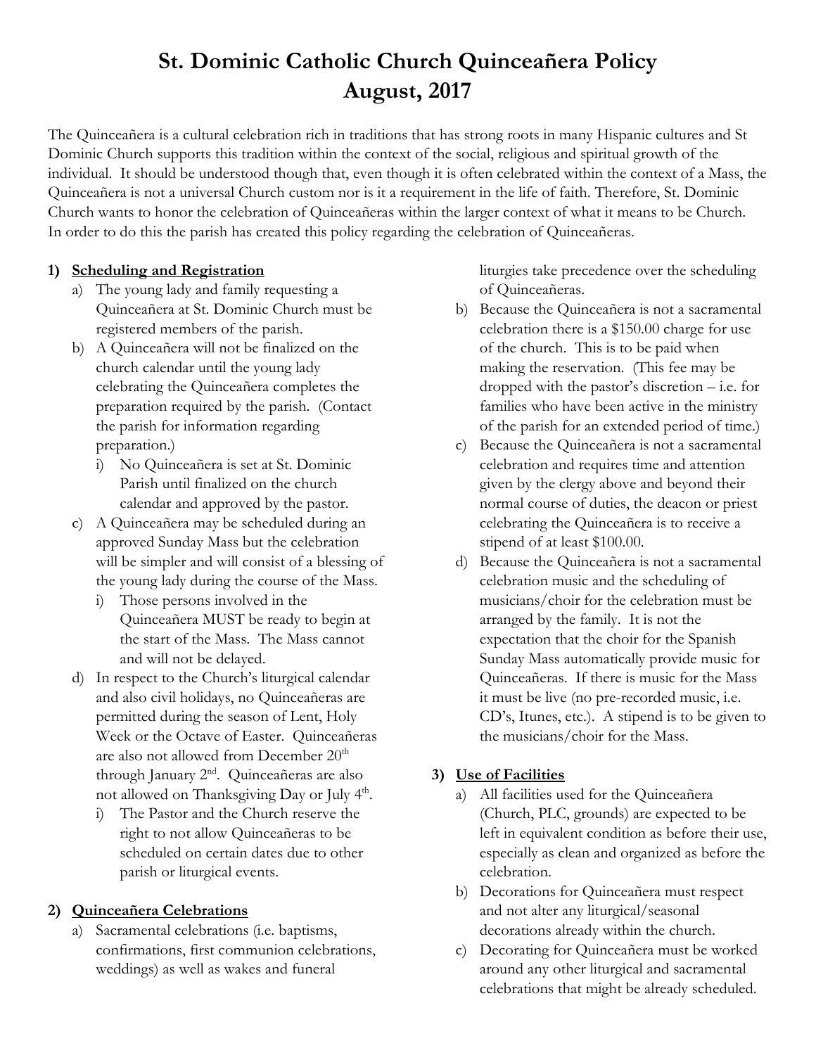# St. Dominic Catholic Church Quinceañera Policy
# August, 2017

The Quinceañera is a cultural celebration rich in traditions that has strong roots in many Hispanic cultures and St Dominic Church supports this tradition within the context of the social, religious and spiritual growth of the individual. It should be understood though that, even though it is often celebrated within the context of a Mass, the Quinceañera is not a universal Church custom nor is it a requirement in the life of faith. Therefore, St. Dominic Church wants to honor the celebration of Quinceañeras within the larger context of what it means to be Church. In order to do this the parish has created this policy regarding the celebration of Quinceañeras.

1) **<u>Scheduling and Registration</u>**
   a) The young lady and family requesting a Quinceañera at St. Dominic Church must be registered members of the parish.
   b) A Quinceañera will not be finalized on the church calendar until the young lady celebrating the Quinceañera completes the preparation required by the parish. (Contact the parish for information regarding preparation.)
      i) No Quinceañera is set at St. Dominic Parish until finalized on the church calendar and approved by the pastor.
   c) A Quinceañera may be scheduled during an approved Sunday Mass but the celebration will be simpler and will consist of a blessing of the young lady during the course of the Mass.
      i) Those persons involved in the Quinceañera MUST be ready to begin at the start of the Mass. The Mass cannot and will not be delayed.
   d) In respect to the Church's liturgical calendar and also civil holidays, no Quinceañeras are permitted during the season of Lent, Holy Week or the Octave of Easter. Quinceañeras are also not allowed from December 20th through January 2nd. Quinceañeras are also not allowed on Thanksgiving Day or July 4th.
      i) The Pastor and the Church reserve the right to not allow Quinceañeras to be scheduled on certain dates due to other parish or liturgical events.

2) **<u>Quinceañera Celebrations</u>**
   a) Sacramental celebrations (i.e. baptisms, confirmations, first communion celebrations, weddings) as well as wakes and funeral liturgies take precedence over the scheduling of Quinceañeras.
   b) Because the Quinceañera is not a sacramental celebration there is a $150.00 charge for use of the church. This is to be paid when making the reservation. (This fee may be dropped with the pastor's discretion – i.e. for families who have been active in the ministry of the parish for an extended period of time.)
   c) Because the Quinceañera is not a sacramental celebration and requires time and attention given by the clergy above and beyond their normal course of duties, the deacon or priest celebrating the Quinceañera is to receive a stipend of at least $100.00.
   d) Because the Quinceañera is not a sacramental celebration music and the scheduling of musicians/choir for the celebration must be arranged by the family. It is not the expectation that the choir for the Spanish Sunday Mass automatically provide music for Quinceañeras. If there is music for the Mass it must be live (no pre-recorded music, i.e. CD's, Itunes, etc.). A stipend is to be given to the musicians/choir for the Mass.

3) **<u>Use of Facilities</u>**
   a) All facilities used for the Quinceañera (Church, PLC, grounds) are expected to be left in equivalent condition as before their use, especially as clean and organized as before the celebration.
   b) Decorations for Quinceañera must respect and not alter any liturgical/seasonal decorations already within the church.
   c) Decorating for Quinceañera must be worked around any other liturgical and sacramental celebrations that might be already scheduled.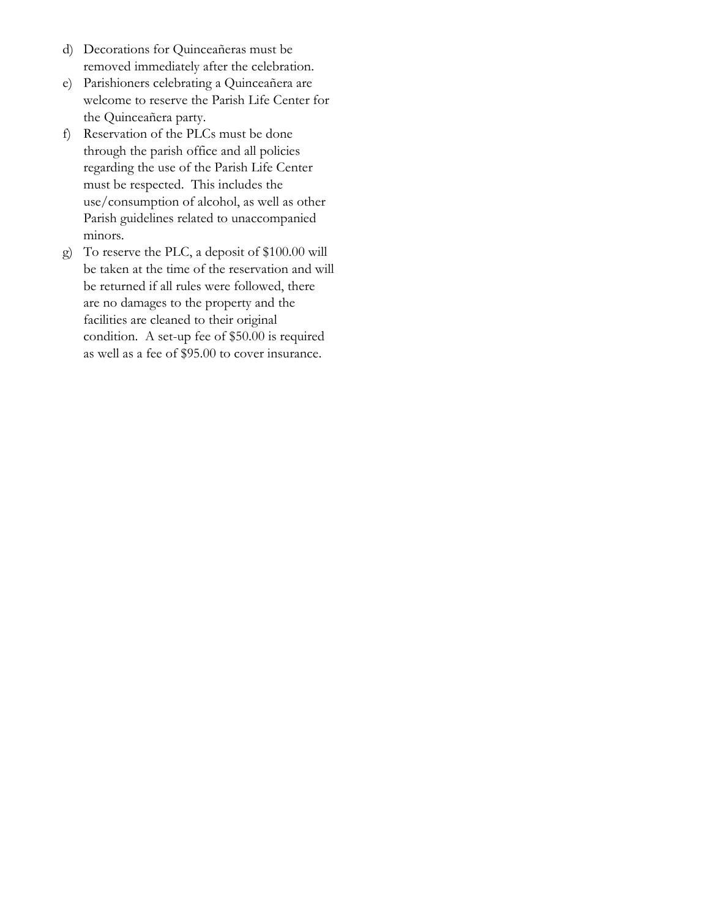d) Decorations for Quinceañeras must be removed immediately after the celebration.
e) Parishioners celebrating a Quinceañera are welcome to reserve the Parish Life Center for the Quinceañera party.
f) Reservation of the PLCs must be done through the parish office and all policies regarding the use of the Parish Life Center must be respected. This includes the use/consumption of alcohol, as well as other Parish guidelines related to unaccompanied minors.
g) To reserve the PLC, a deposit of $100.00 will be taken at the time of the reservation and will be returned if all rules were followed, there are no damages to the property and the facilities are cleaned to their original condition. A set-up fee of $50.00 is required as well as a fee of $95.00 to cover insurance.